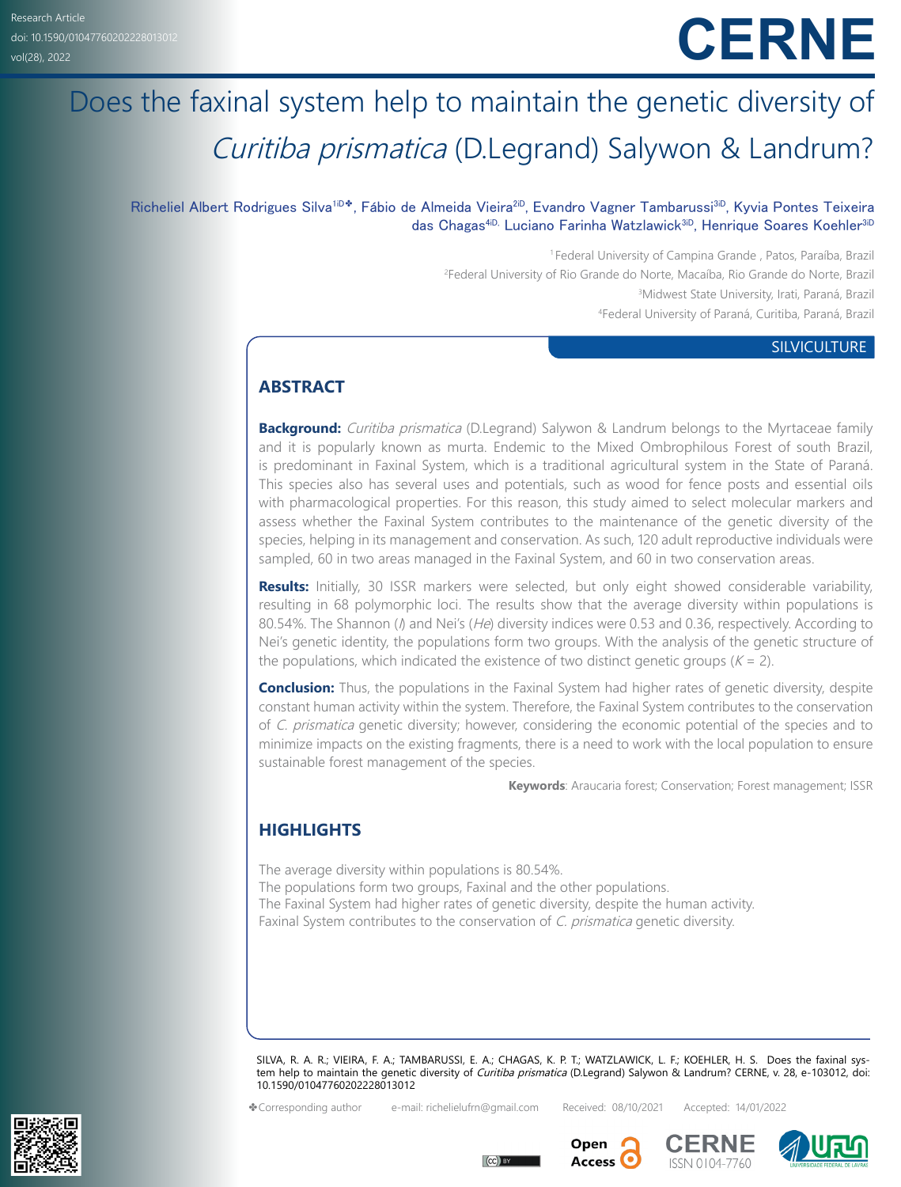Research Article
doi: 10.1590/01047760202228013012

# Does the faxinal system help to maintain the genetic diversity of *Curitiba prismatica* (D.Legrand) Salywon & Landrum?

Richeliel Albert Rodrigues Silva[1]✤, Fábio de Almeida Vieira[2], Evandro Vagner Tambarussi[3], Kyvia Pontes Teixeira das Chagas[4], Luciano Farinha Watzlawick[3], Henrique Soares Koehler[3]

[1]Federal University of Campina Grande , Patos, Paraíba, Brazil
[2]Federal University of Rio Grande do Norte, Macaíba, Rio Grande do Norte, Brazil
[3]Midwest State University, Irati, Paraná, Brazil
[4]Federal University of Paraná, Curitiba, Paraná, Brazil

SILVICULTURE

## ABSTRACT

**Background:** *Curitiba prismatica* (D.Legrand) Salywon & Landrum belongs to the Myrtaceae family and it is popularly known as murta. Endemic to the Mixed Ombrophilous Forest of south Brazil, is predominant in Faxinal System, which is a traditional agricultural system in the State of Paraná. This species also has several uses and potentials, such as wood for fence posts and essential oils with pharmacological properties. For this reason, this study aimed to select molecular markers and assess whether the Faxinal System contributes to the maintenance of the genetic diversity of the species, helping in its management and conservation. As such, 120 adult reproductive individuals were sampled, 60 in two areas managed in the Faxinal System, and 60 in two conservation areas.

**Results:** Initially, 30 ISSR markers were selected, but only eight showed considerable variability, resulting in 68 polymorphic loci. The results show that the average diversity within populations is 80.54%. The Shannon (*I*) and Nei's (*He*) diversity indices were 0.53 and 0.36, respectively. According to Nei's genetic identity, the populations form two groups. With the analysis of the genetic structure of the populations, which indicated the existence of two distinct genetic groups ($K$ = 2).

**Conclusion:** Thus, the populations in the Faxinal System had higher rates of genetic diversity, despite constant human activity within the system. Therefore, the Faxinal System contributes to the conservation of *C. prismatica* genetic diversity; however, considering the economic potential of the species and to minimize impacts on the existing fragments, there is a need to work with the local population to ensure sustainable forest management of the species.

**Keywords**: Araucaria forest; Conservation; Forest management; ISSR

## HIGHLIGHTS

The average diversity within populations is 80.54%.
The populations form two groups, Faxinal and the other populations.
The Faxinal System had higher rates of genetic diversity, despite the human activity.
Faxinal System contributes to the conservation of *C. prismatica* genetic diversity.

SILVA, R. A. R.; VIEIRA, F. A.; TAMBARUSSI, E. A.; CHAGAS, K. P. T.; WATZLAWICK, L. F.; KOEHLER, H. S. Does the faxinal system help to maintain the genetic diversity of *Curitiba prismatica* (D.Legrand) Salywon & Landrum? CERNE, v. 28, e-103012, doi: 10.1590/01047760202228013012

✤Corresponding author e-mail: richelielufrn@gmail.com Received: 08/10/2021 Accepted: 14/01/2022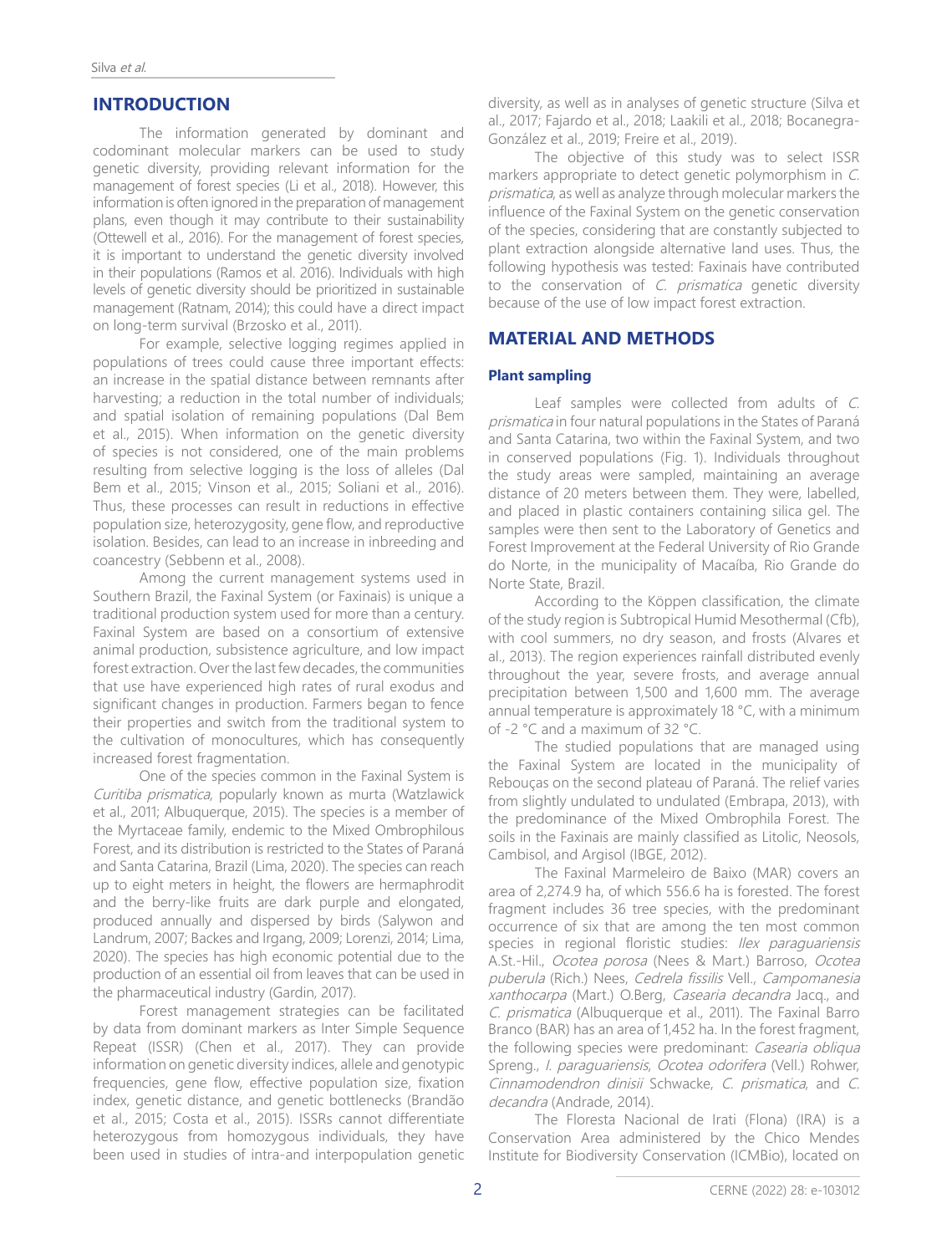## INTRODUCTION

The information generated by dominant and codominant molecular markers can be used to study genetic diversity, providing relevant information for the management of forest species (Li et al., 2018). However, this information is often ignored in the preparation of management plans, even though it may contribute to their sustainability (Ottewell et al., 2016). For the management of forest species, it is important to understand the genetic diversity involved in their populations (Ramos et al. 2016). Individuals with high levels of genetic diversity should be prioritized in sustainable management (Ratnam, 2014); this could have a direct impact on long-term survival (Brzosko et al., 2011).

For example, selective logging regimes applied in populations of trees could cause three important effects: an increase in the spatial distance between remnants after harvesting; a reduction in the total number of individuals; and spatial isolation of remaining populations (Dal Bem et al., 2015). When information on the genetic diversity of species is not considered, one of the main problems resulting from selective logging is the loss of alleles (Dal Bem et al., 2015; Vinson et al., 2015; Soliani et al., 2016). Thus, these processes can result in reductions in effective population size, heterozygosity, gene flow, and reproductive isolation. Besides, can lead to an increase in inbreeding and coancestry (Sebbenn et al., 2008).

Among the current management systems used in Southern Brazil, the Faxinal System (or Faxinais) is unique a traditional production system used for more than a century. Faxinal System are based on a consortium of extensive animal production, subsistence agriculture, and low impact forest extraction. Over the last few decades, the communities that use have experienced high rates of rural exodus and significant changes in production. Farmers began to fence their properties and switch from the traditional system to the cultivation of monocultures, which has consequently increased forest fragmentation.

One of the species common in the Faxinal System is *Curitiba prismatica*, popularly known as murta (Watzlawick et al., 2011; Albuquerque, 2015). The species is a member of the Myrtaceae family, endemic to the Mixed Ombrophilous Forest, and its distribution is restricted to the States of Paraná and Santa Catarina, Brazil (Lima, 2020). The species can reach up to eight meters in height, the flowers are hermaphrodit and the berry-like fruits are dark purple and elongated, produced annually and dispersed by birds (Salywon and Landrum, 2007; Backes and Irgang, 2009; Lorenzi, 2014; Lima, 2020). The species has high economic potential due to the production of an essential oil from leaves that can be used in the pharmaceutical industry (Gardin, 2017).

Forest management strategies can be facilitated by data from dominant markers as Inter Simple Sequence Repeat (ISSR) (Chen et al., 2017). They can provide information on genetic diversity indices, allele and genotypic frequencies, gene flow, effective population size, fixation index, genetic distance, and genetic bottlenecks (Brandão et al., 2015; Costa et al., 2015). ISSRs cannot differentiate heterozygous from homozygous individuals, they have been used in studies of intra-and interpopulation genetic diversity, as well as in analyses of genetic structure (Silva et al., 2017; Fajardo et al., 2018; Laakili et al., 2018; Bocanegra-González et al., 2019; Freire et al., 2019).

The objective of this study was to select ISSR markers appropriate to detect genetic polymorphism in *C. prismatica*, as well as analyze through molecular markers the influence of the Faxinal System on the genetic conservation of the species, considering that are constantly subjected to plant extraction alongside alternative land uses. Thus, the following hypothesis was tested: Faxinais have contributed to the conservation of *C. prismatica* genetic diversity because of the use of low impact forest extraction.

## MATERIAL AND METHODS

### Plant sampling

Leaf samples were collected from adults of *C. prismatica* in four natural populations in the States of Paraná and Santa Catarina, two within the Faxinal System, and two in conserved populations (Fig. 1). Individuals throughout the study areas were sampled, maintaining an average distance of 20 meters between them. They were, labelled, and placed in plastic containers containing silica gel. The samples were then sent to the Laboratory of Genetics and Forest Improvement at the Federal University of Rio Grande do Norte, in the municipality of Macaíba, Rio Grande do Norte State, Brazil.

According to the Köppen classification, the climate of the study region is Subtropical Humid Mesothermal (Cfb), with cool summers, no dry season, and frosts (Alvares et al., 2013). The region experiences rainfall distributed evenly throughout the year, severe frosts, and average annual precipitation between 1,500 and 1,600 mm. The average annual temperature is approximately 18 °C, with a minimum of -2 °C and a maximum of 32 °C.

The studied populations that are managed using the Faxinal System are located in the municipality of Rebouças on the second plateau of Paraná. The relief varies from slightly undulated to undulated (Embrapa, 2013), with the predominance of the Mixed Ombrophila Forest. The soils in the Faxinais are mainly classified as Litolic, Neosols, Cambisol, and Argisol (IBGE, 2012).

The Faxinal Marmeleiro de Baixo (MAR) covers an area of 2,274.9 ha, of which 556.6 ha is forested. The forest fragment includes 36 tree species, with the predominant occurrence of six that are among the ten most common species in regional floristic studies: *Ilex paraguariensis* A.St.-Hil., *Ocotea porosa* (Nees & Mart.) Barroso, *Ocotea puberula* (Rich.) Nees, *Cedrela fissilis* Vell., *Campomanesia xanthocarpa* (Mart.) O.Berg, *Casearia decandra* Jacq., and *C. prismatica* (Albuquerque et al., 2011). The Faxinal Barro Branco (BAR) has an area of 1,452 ha. In the forest fragment, the following species were predominant: *Casearia obliqua* Spreng., *I. paraguariensis*, *Ocotea odorifera* (Vell.) Rohwer, *Cinnamodendron dinisii* Schwacke, *C. prismatica*, and *C. decandra* (Andrade, 2014).

The Floresta Nacional de Irati (Flona) (IRA) is a Conservation Area administered by the Chico Mendes Institute for Biodiversity Conservation (ICMBio), located on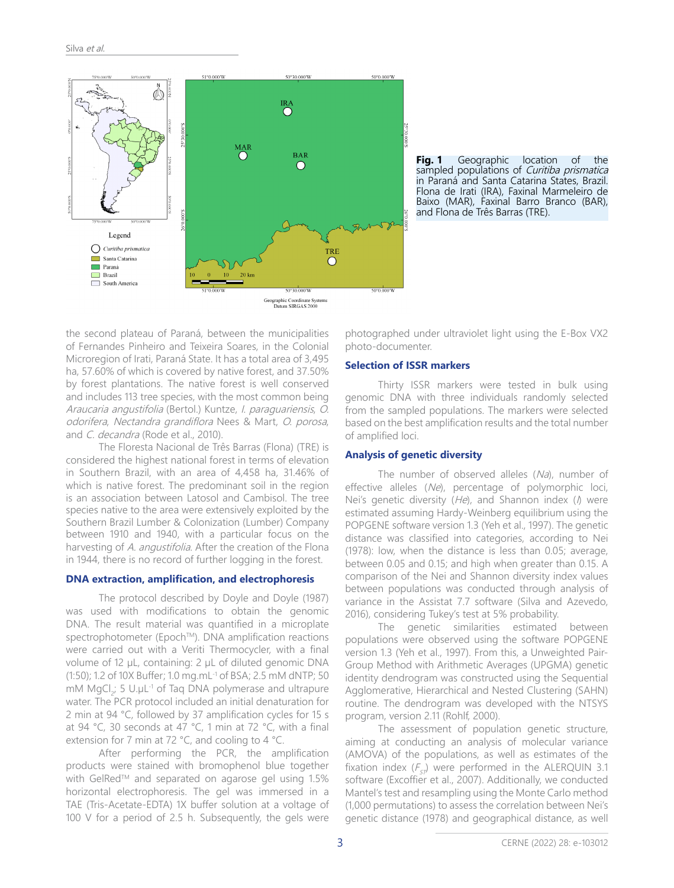**Fig. 1** Geographic location of the sampled populations of *Curitiba prismatica* in Paraná and Santa Catarina States, Brazil. Flona de Irati (IRA), Faxinal Marmeleiro de Baixo (MAR), Faxinal Barro Branco (BAR), and Flona de Três Barras (TRE).

the second plateau of Paraná, between the municipalities of Fernandes Pinheiro and Teixeira Soares, in the Colonial Microregion of Irati, Paraná State. It has a total area of 3,495 ha, 57.60% of which is covered by native forest, and 37.50% by forest plantations. The native forest is well conserved and includes 113 tree species, with the most common being *Araucaria angustifolia* (Bertol.) Kuntze, *I. paraguariensis*, *O. odorifera*, *Nectandra grandiflora* Nees & Mart, *O. porosa*, and *C. decandra* (Rode et al., 2010).

The Floresta Nacional de Três Barras (Flona) (TRE) is considered the highest national forest in terms of elevation in Southern Brazil, with an area of 4,458 ha, 31.46% of which is native forest. The predominant soil in the region is an association between Latosol and Cambisol. The tree species native to the area were extensively exploited by the Southern Brazil Lumber & Colonization (Lumber) Company between 1910 and 1940, with a particular focus on the harvesting of *A. angustifolia*. After the creation of the Flona in 1944, there is no record of further logging in the forest.

### DNA extraction, amplification, and electrophoresis

The protocol described by Doyle and Doyle (1987) was used with modifications to obtain the genomic DNA. The result material was quantified in a microplate spectrophotometer (Epoch™). DNA amplification reactions were carried out with a Veriti Thermocycler, with a final volume of 12 μL, containing: 2 μL of diluted genomic DNA (1:50); 1.2 of 10X Buffer; 1.0 mg.mL$^{-1}$ of BSA; 2.5 mM dNTP; 50 mM $MgCl_2$; 5 U.μL$^{-1}$ of Taq DNA polymerase and ultrapure water. The PCR protocol included an initial denaturation for 2 min at 94 °C, followed by 37 amplification cycles for 15 s at 94 °C, 30 seconds at 47 °C, 1 min at 72 °C, with a final extension for 7 min at 72 °C, and cooling to 4 °C.

After performing the PCR, the amplification products were stained with bromophenol blue together with GelRed™ and separated on agarose gel using 1.5% horizontal electrophoresis. The gel was immersed in a TAE (Tris-Acetate-EDTA) 1X buffer solution at a voltage of 100 V for a period of 2.5 h. Subsequently, the gels were photographed under ultraviolet light using the E-Box VX2 photo-documenter.

### Selection of ISSR markers

Thirty ISSR markers were tested in bulk using genomic DNA with three individuals randomly selected from the sampled populations. The markers were selected based on the best amplification results and the total number of amplified loci.

### Analysis of genetic diversity

The number of observed alleles (*Na*), number of effective alleles (*Ne*), percentage of polymorphic loci, Nei's genetic diversity (*He*), and Shannon index (*I*) were estimated assuming Hardy-Weinberg equilibrium using the POPGENE software version 1.3 (Yeh et al., 1997). The genetic distance was classified into categories, according to Nei (1978): low, when the distance is less than 0.05; average, between 0.05 and 0.15; and high when greater than 0.15. A comparison of the Nei and Shannon diversity index values between populations was conducted through analysis of variance in the Assistat 7.7 software (Silva and Azevedo, 2016), considering Tukey's test at 5% probability.

The genetic similarities estimated between populations were observed using the software POPGENE version 1.3 (Yeh et al., 1997). From this, a Unweighted Pair-Group Method with Arithmetic Averages (UPGMA) genetic identity dendrogram was constructed using the Sequential Agglomerative, Hierarchical and Nested Clustering (SAHN) routine. The dendrogram was developed with the NTSYS program, version 2.11 (Rohlf, 2000).

The assessment of population genetic structure, aiming at conducting an analysis of molecular variance (AMOVA) of the populations, as well as estimates of the fixation index ($F_{ST}$) were performed in the ALERQUIN 3.1 software (Excoffier et al., 2007). Additionally, we conducted Mantel's test and resampling using the Monte Carlo method (1,000 permutations) to assess the correlation between Nei's genetic distance (1978) and geographical distance, as well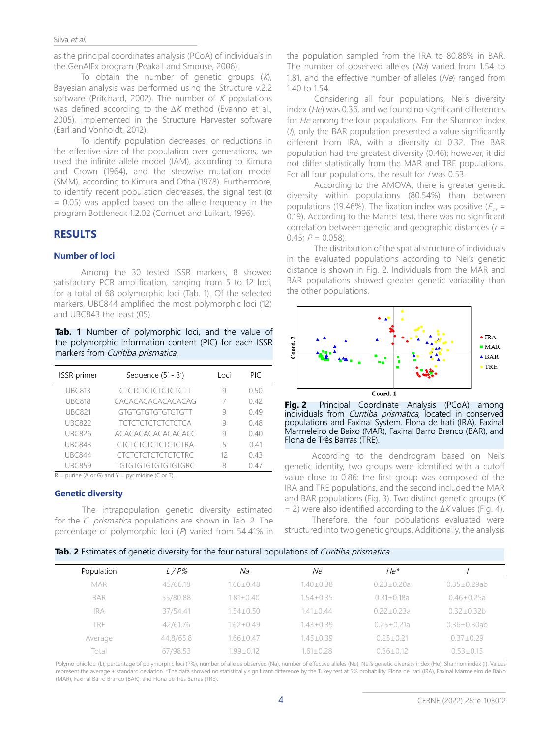as the principal coordinates analysis (PCoA) of individuals in the GenAlEx program (Peakall and Smouse, 2006).

To obtain the number of genetic groups (*K*), Bayesian analysis was performed using the Structure v.2.2 software (Pritchard, 2002). The number of *K* populations was defined according to the Δ*K* method (Evanno et al., 2005), implemented in the Structure Harvester software (Earl and Vonholdt, 2012).

To identify population decreases, or reductions in the effective size of the population over generations, we used the infinite allele model (IAM), according to Kimura and Crown (1964), and the stepwise mutation model (SMM), according to Kimura and Otha (1978). Furthermore, to identify recent population decreases, the signal test (α = 0.05) was applied based on the allele frequency in the program Bottleneck 1.2.02 (Cornuet and Luikart, 1996).

## RESULTS

### Number of loci

Among the 30 tested ISSR markers, 8 showed satisfactory PCR amplification, ranging from 5 to 12 loci, for a total of 68 polymorphic loci (Tab. 1). Of the selected markers, UBC844 amplified the most polymorphic loci (12) and UBC843 the least (05).

**Tab. 1** Number of polymorphic loci, and the value of the polymorphic information content (PIC) for each ISSR markers from *Curitiba prismatica*.

| ISSR primer | Sequence (5' - 3') | Loci | PIC |
|---|---|---|---|
| UBC813 | CTCTCTCTCTCTCTCTT | 9 | 0.50 |
| UBC818 | CACACACACACACACAG | 7 | 0.42 |
| UBC821 | GTGTGTGTGTGTGTGTT | 9 | 0.49 |
| UBC822 | TCTCTCTCTCTCTCTCA | 9 | 0.48 |
| UBC826 | ACACACACACACACACC | 9 | 0.40 |
| UBC843 | CTCTCTCTCTCTCTCTRA | 5 | 0.41 |
| UBC844 | CTCTCTCTCTCTCTCTRC | 12 | 0.43 |
| UBC859 | TGTGTGTGTGTGTGTGRC | 8 | 0.47 |

R = purine (A or G) and Y = pyrimidine (C or T).

### Genetic diversity

The intrapopulation genetic diversity estimated for the *C. prismatica* populations are shown in Tab. 2. The percentage of polymorphic loci (*P*) varied from 54.41% in the population sampled from the IRA to 80.88% in BAR. The number of observed alleles (*Na*) varied from 1.54 to 1.81, and the effective number of alleles (*Ne*) ranged from 1.40 to 1.54.

Considering all four populations, Nei's diversity index (*He*) was 0.36, and we found no significant differences for *He* among the four populations. For the Shannon index (*I*), only the BAR population presented a value significantly different from IRA, with a diversity of 0.32. The BAR population had the greatest diversity (0.46); however, it did not differ statistically from the MAR and TRE populations. For all four populations, the result for *I* was 0.53.

According to the AMOVA, there is greater genetic diversity within populations (80.54%) than between populations (19.46%). The fixation index was positive ($F_{ST}$ = 0.19). According to the Mantel test, there was no significant correlation between genetic and geographic distances ($r$ = 0.45; $P$ = 0.058).

The distribution of the spatial structure of individuals in the evaluated populations according to Nei's genetic distance is shown in Fig. 2. Individuals from the MAR and BAR populations showed greater genetic variability than the other populations.

**Fig. 2** Principal Coordinate Analysis (PCoA) among individuals from *Curitiba prismatica*, located in conserved populations and Faxinal System. Flona de Irati (IRA), Faxinal Marmeleiro de Baixo (MAR), Faxinal Barro Branco (BAR), and Flona de Três Barras (TRE).

According to the dendrogram based on Nei's genetic identity, two groups were identified with a cutoff value close to 0.86: the first group was composed of the IRA and TRE populations, and the second included the MAR and BAR populations (Fig. 3). Two distinct genetic groups (*K* = 2) were also identified according to the Δ*K* values (Fig. 4).

Therefore, the four populations evaluated were structured into two genetic groups. Additionally, the analysis

**Tab. 2** Estimates of genetic diversity for the four natural populations of *Curitiba prismatica*.

| Population | *L* / *P%* | *Na* | *Ne* | *He\** | *I* |
|---|---|---|---|---|---|
| MAR | 45/66.18 | 1.66±0.48 | 1.40±0.38 | 0.23±0.20a | 0.35±0.29ab |
| BAR | 55/80.88 | 1.81±0.40 | 1.54±0.35 | 0.31±0.18a | 0.46±0.25a |
| IRA | 37/54.41 | 1.54±0.50 | 1.41±0.44 | 0.22±0.23a | 0.32±0.32b |
| TRE | 42/61.76 | 1.62±0.49 | 1.43±0.39 | 0.25±0.21a | 0.36±0.30ab |
| Average | 44.8/65.8 | 1.66±0.47 | 1.45±0.39 | 0.25±0.21 | 0.37±0.29 |
| Total | 67/98.53 | 1.99±0.12 | 1.61±0.28 | 0.36±0.12 | 0.53±0.15 |

Polymorphic loci (L), percentage of polymorphic loci (P%), number of alleles observed (Na), number of effective alleles (Ne), Nei's genetic diversity index (He), Shannon index (I). Values represent the average ± standard deviation. *The data showed no statistically significant difference by the Tukey test at 5% probability. Flona de Irati (IRA), Faxinal Marmeleiro de Baixo (MAR), Faxinal Barro Branco (BAR), and Flona de Três Barras (TRE).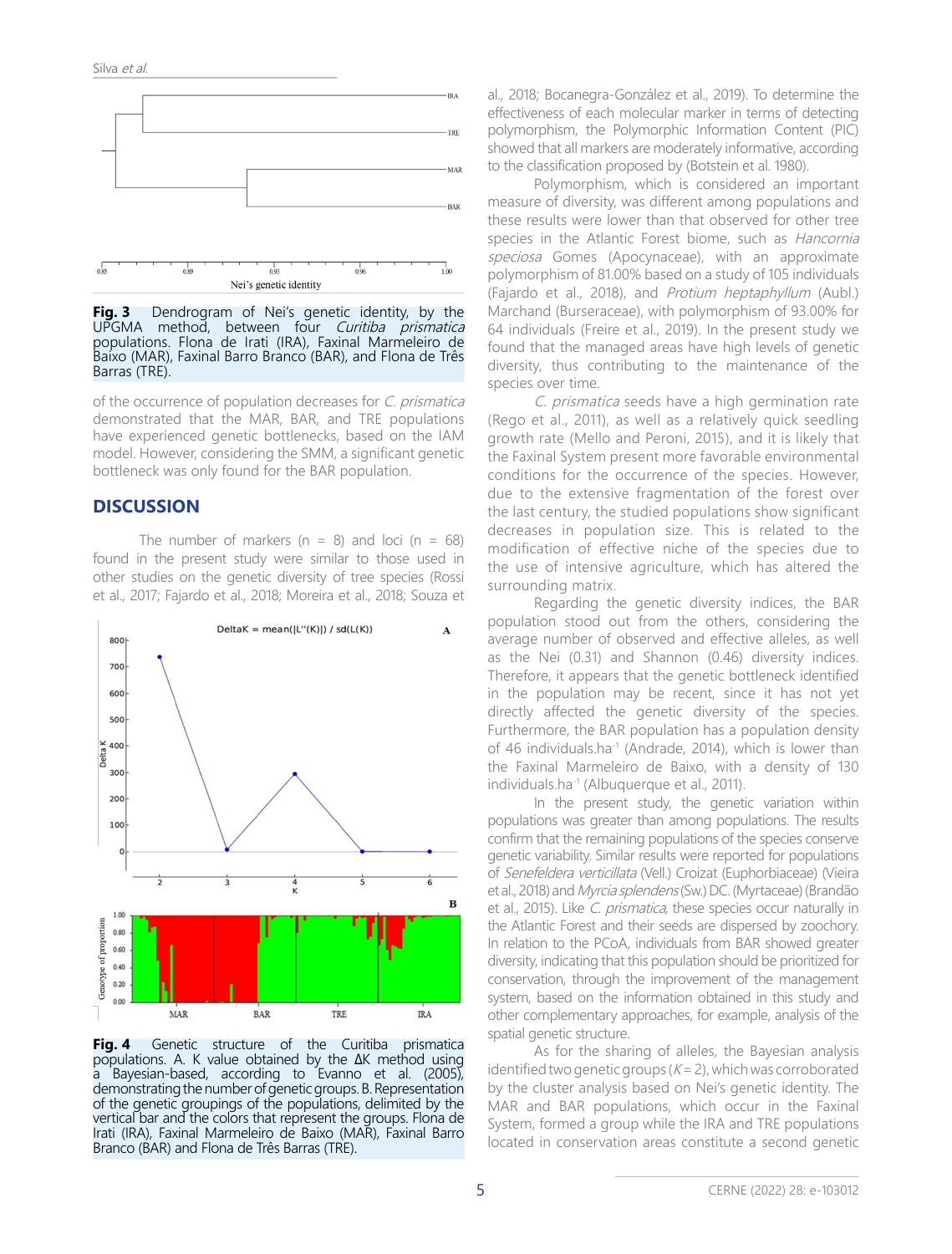Fig. 3 Dendrogram of Nei's genetic identity, by the UPGMA method, between four *Curitiba prismatica* populations. Flona de Irati (IRA), Faxinal Marmeleiro de Baixo (MAR), Faxinal Barro Branco (BAR), and Flona de Três Barras (TRE).

of the occurrence of population decreases for *C. prismatica* demonstrated that the MAR, BAR, and TRE populations have experienced genetic bottlenecks, based on the IAM model. However, considering the SMM, a significant genetic bottleneck was only found for the BAR population.

## DISCUSSION

The number of markers (n = 8) and loci (n = 68) found in the present study were similar to those used in other studies on the genetic diversity of tree species (Rossi et al., 2017; Fajardo et al., 2018; Moreira et al., 2018; Souza et al., 2018; Bocanegra-González et al., 2019). To determine the effectiveness of each molecular marker in terms of detecting polymorphism, the Polymorphic Information Content (PIC) showed that all markers are moderately informative, according to the classification proposed by (Botstein et al. 1980).

Polymorphism, which is considered an important measure of diversity, was different among populations and these results were lower than that observed for other tree species in the Atlantic Forest biome, such as *Hancornia speciosa* Gomes (Apocynaceae), with an approximate polymorphism of 81.00% based on a study of 105 individuals (Fajardo et al., 2018), and *Protium heptaphyllum* (Aubl.) Marchand (Burseraceae), with polymorphism of 93.00% for 64 individuals (Freire et al., 2019). In the present study we found that the managed areas have high levels of genetic diversity, thus contributing to the maintenance of the species over time.

*C. prismatica* seeds have a high germination rate (Rego et al., 2011), as well as a relatively quick seedling growth rate (Mello and Peroni, 2015), and it is likely that the Faxinal System present more favorable environmental conditions for the occurrence of the species. However, due to the extensive fragmentation of the forest over the last century, the studied populations show significant decreases in population size. This is related to the modification of effective niche of the species due to the use of intensive agriculture, which has altered the surrounding matrix.

Regarding the genetic diversity indices, the BAR population stood out from the others, considering the average number of observed and effective alleles, as well as the Nei (0.31) and Shannon (0.46) diversity indices. Therefore, it appears that the genetic bottleneck identified in the population may be recent, since it has not yet directly affected the genetic diversity of the species. Furthermore, the BAR population has a population density of 46 individuals.ha$^{-1}$ (Andrade, 2014), which is lower than the Faxinal Marmeleiro de Baixo, with a density of 130 individuals.ha$^{-1}$ (Albuquerque et al., 2011).

In the present study, the genetic variation within populations was greater than among populations. The results confirm that the remaining populations of the species conserve genetic variability. Similar results were reported for populations of *Senefeldera verticillata* (Vell.) Croizat (Euphorbiaceae) (Vieira et al., 2018) and *Myrcia splendens* (Sw.) DC. (Myrtaceae) (Brandão et al., 2015). Like *C. prismatica*, these species occur naturally in the Atlantic Forest and their seeds are dispersed by zoochory. In relation to the PCoA, individuals from BAR showed greater diversity, indicating that this population should be prioritized for conservation, through the improvement of the management system, based on the information obtained in this study and other complementary approaches, for example, analysis of the spatial genetic structure.

As for the sharing of alleles, the Bayesian analysis identified two genetic groups ($K = 2$), which was corroborated by the cluster analysis based on Nei's genetic identity. The MAR and BAR populations, which occur in the Faxinal System, formed a group while the IRA and TRE populations located in conservation areas constitute a second genetic

Fig. 4 Genetic structure of the Curitiba prismatica populations. A. K value obtained by the ΔK method using a Bayesian-based, according to Evanno et al. (2005), demonstrating the number of genetic groups. B. Representation of the genetic groupings of the populations, delimited by the vertical bar and the colors that represent the groups. Flona de Irati (IRA), Faxinal Marmeleiro de Baixo (MAR), Faxinal Barro Branco (BAR) and Flona de Três Barras (TRE).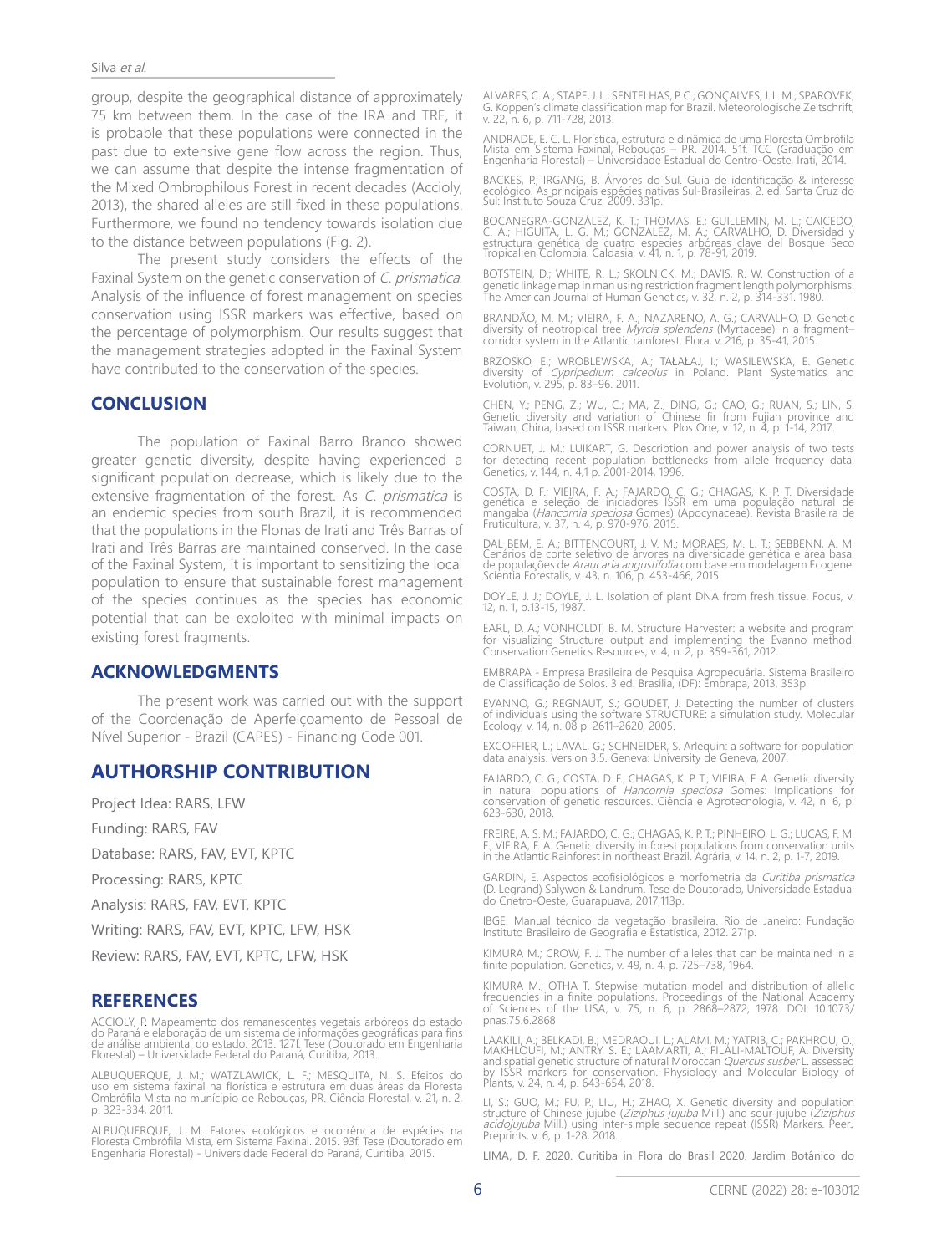group, despite the geographical distance of approximately 75 km between them. In the case of the IRA and TRE, it is probable that these populations were connected in the past due to extensive gene flow across the region. Thus, we can assume that despite the intense fragmentation of the Mixed Ombrophilous Forest in recent decades (Accioly, 2013), the shared alleles are still fixed in these populations. Furthermore, we found no tendency towards isolation due to the distance between populations (Fig. 2).

The present study considers the effects of the Faxinal System on the genetic conservation of *C. prismatica*. Analysis of the influence of forest management on species conservation using ISSR markers was effective, based on the percentage of polymorphism. Our results suggest that the management strategies adopted in the Faxinal System have contributed to the conservation of the species.

## CONCLUSION

The population of Faxinal Barro Branco showed greater genetic diversity, despite having experienced a significant population decrease, which is likely due to the extensive fragmentation of the forest. As *C. prismatica* is an endemic species from south Brazil, it is recommended that the populations in the Flonas de Irati and Três Barras of Irati and Três Barras are maintained conserved. In the case of the Faxinal System, it is important to sensitizing the local population to ensure that sustainable forest management of the species continues as the species has economic potential that can be exploited with minimal impacts on existing forest fragments.

## ACKNOWLEDGMENTS

The present work was carried out with the support of the Coordenação de Aperfeiçoamento de Pessoal de Nível Superior - Brazil (CAPES) - Financing Code 001.

## AUTHORSHIP CONTRIBUTION

Project Idea: RARS, LFW

Funding: RARS, FAV

Database: RARS, FAV, EVT, KPTC

Processing: RARS, KPTC

Analysis: RARS, FAV, EVT, KPTC

Writing: RARS, FAV, EVT, KPTC, LFW, HSK

Review: RARS, FAV, EVT, KPTC, LFW, HSK

## REFERENCES

ACCIOLY, P. Mapeamento dos remanescentes vegetais arbóreos do estado do Paraná e elaboração de um sistema de informações geográficas para fins de análise ambiental do estado. 2013. 127f. Tese (Doutorado em Engenharia Florestal) – Universidade Federal do Paraná, Curitiba, 2013.

ALBUQUERQUE, J. M.; WATZLAWICK, L. F.; MESQUITA, N. S. Efeitos do uso em sistema faxinal na florística e estrutura em duas áreas da Floresta Ombrófila Mista no município de Rebouças, PR. Ciência Florestal, v. 21, n. 2, p. 323-334, 2011.

ALBUQUERQUE, J. M. Fatores ecológicos e ocorrência de espécies na Floresta Ombrófila Mista, em Sistema Faxinal. 2015. 93f. Tese (Doutorado em Engenharia Florestal) - Universidade Federal do Paraná, Curitiba, 2015.

ALVARES, C. A.; STAPE, J. L.; SENTELHAS, P. C.; GONÇALVES, J. L. M.; SPAROVEK, G. Köppen's climate classification map for Brazil. Meteorologische Zeitschrift, v. 22, n. 6, p. 711-728, 2013.

ANDRADE, E. C. L. Florística, estrutura e dinâmica de uma Floresta Ombrófila Mista em Sistema Faxinal, Rebouças – PR. 2014. 51f. TCC (Graduação em Engenharia Florestal) – Universidade Estadual do Centro-Oeste, Irati, 2014.

BACKES, P.; IRGANG, B. Árvores do Sul. Guia de identificação & interesse ecológico. As principais espécies nativas Sul-Brasileiras. 2. ed. Santa Cruz do Sul: Instituto Souza Cruz, 2009. 331p.

BOCANEGRA-GONZÁLEZ, K. T.; THOMAS, E.; GUILLEMIN, M. L.; CAICEDO, C. A.; HIGUITA, L. G. M.; GONZALEZ, M. A.; CARVALHO, D. Diversidad y estructura genética de cuatro especies arbóreas clave del Bosque Seco Tropical en Colombia. Caldasia, v. 41, n. 1, p. 78-91, 2019.

BOTSTEIN, D.; WHITE, R. L.; SKOLNICK, M.; DAVIS, R. W. Construction of a genetic linkage map in man using restriction fragment length polymorphisms. The American Journal of Human Genetics, v. 32, n. 2, p. 314-331. 1980.

BRANDÃO, M. M.; VIEIRA, F. A.; NAZARENO, A. G.; CARVALHO, D. Genetic diversity of neotropical tree *Myrcia splendens* (Myrtaceae) in a fragment–corridor system in the Atlantic rainforest. Flora, v. 216, p. 35-41, 2015.

BRZOSKO, E.; WROBLEWSKA, A.; TAŁAŁAJ, I.; WASILEWSKA, E. Genetic diversity of *Cypripedium calceolus* in Poland. Plant Systematics and Evolution, v. 295, p. 83–96. 2011.

CHEN, Y.; PENG, Z.; WU, C.; MA, Z.; DING, G.; CAO, G.; RUAN, S.; LIN, S. Genetic diversity and variation of Chinese fir from Fujian province and Taiwan, China, based on ISSR markers. Plos One, v. 12, n. 4, p. 1-14, 2017.

CORNUET, J. M.; LUIKART, G. Description and power analysis of two tests for detecting recent population bottlenecks from allele frequency data. Genetics, v. 144, n. 4,1 p. 2001-2014, 1996.

COSTA, D. F.; VIEIRA, F. A.; FAJARDO, C. G.; CHAGAS, K. P. T. Diversidade genética e seleção de iniciadores ISSR em uma população natural de mangaba (*Hancornia speciosa* Gomes) (Apocynaceae). Revista Brasileira de Fruticultura, v. 37, n. 4, p. 970-976, 2015.

DAL BEM, E. A.; BITTENCOURT, J. V. M.; MORAES, M. L. T.; SEBBENN, A. M. Cenários de corte seletivo de árvores na diversidade genética e área basal de populações de *Araucaria angustifolia* com base em modelagem Ecogene. Scientia Forestalis, v. 43, n. 106, p. 453-466, 2015.

DOYLE, J. J.; DOYLE, J. L. Isolation of plant DNA from fresh tissue. Focus, v. 12, n. 1, p.13-15, 1987.

EARL, D. A.; VONHOLDT, B. M. Structure Harvester: a website and program for visualizing Structure output and implementing the Evanno method. Conservation Genetics Resources, v. 4, n. 2, p. 359-361, 2012.

EMBRAPA - Empresa Brasileira de Pesquisa Agropecuária. Sistema Brasileiro de Classificação de Solos. 3 ed. Brasília, (DF): Embrapa, 2013, 353p.

EVANNO, G.; REGNAUT, S.; GOUDET, J. Detecting the number of clusters of individuals using the software STRUCTURE: a simulation study. Molecular Ecology, v. 14, n. 08 p. 2611–2620, 2005.

EXCOFFIER, L.; LAVAL, G.; SCHNEIDER, S. Arlequin: a software for population data analysis. Version 3.5. Geneva: University de Geneva, 2007.

FAJARDO, C. G.; COSTA, D. F.; CHAGAS, K. P. T.; VIEIRA, F. A. Genetic diversity in natural populations of *Hancornia speciosa* Gomes: Implications for conservation of genetic resources. Ciência e Agrotecnologia, v. 42, n. 6, p. 623-630, 2018.

FREIRE, A. S. M.; FAJARDO, C. G.; CHAGAS, K. P. T.; PINHEIRO, L. G.; LUCAS, F. M. F.; VIEIRA, F. A. Genetic diversity in forest populations from conservation units in the Atlantic Rainforest in northeast Brazil. Agrária, v. 14, n. 2, p. 1-7, 2019.

GARDIN, E. Aspectos ecofisiológicos e morfometria da *Curitiba prismatica* (D. Legrand) Salywon & Landrum. Tese de Doutorado, Universidade Estadual do Cnetro-Oeste, Guarapuava, 2017,113p.

IBGE. Manual técnico da vegetação brasileira. Rio de Janeiro: Fundação Instituto Brasileiro de Geografia e Estatística, 2012. 271p.

KIMURA M.; CROW, F. J. The number of alleles that can be maintained in a finite population. Genetics, v. 49, n. 4, p. 725–738, 1964.

KIMURA M.; OTHA T. Stepwise mutation model and distribution of allelic frequencies in a finite populations. Proceedings of the National Academy of Sciences of the USA, v. 75, n. 6, p. 2868–2872, 1978. DOI: 10.1073/pnas.75.6.2868

LAAKILI, A.; BELKADI, B.; MEDRAOUI, L.; ALAMI, M.; YATRIB, C.; PAKHROU, O.; MAKHLOUFI, M.; ANTRY, S. E.; LAAMARTI, A.; FILALI-MALTOUF, A. Diversity and spatial genetic structure of natural Moroccan *Quercus susber* L. assessed by ISSR markers for conservation. Physiology and Molecular Biology of Plants, v. 24, n. 4, p. 643-654, 2018.

LI, S.; GUO, M.; FU, P.; LIU, H.; ZHAO, X. Genetic diversity and population structure of Chinese jujube (*Ziziphus jujuba* Mill.) and sour jujube (*Ziziphus acidojujuba* Mill.) using inter-simple sequence repeat (ISSR) Markers. PeerJ Preprints, v. 6, p. 1-28, 2018.

LIMA, D. F. 2020. Curitiba in Flora do Brasil 2020. Jardim Botânico do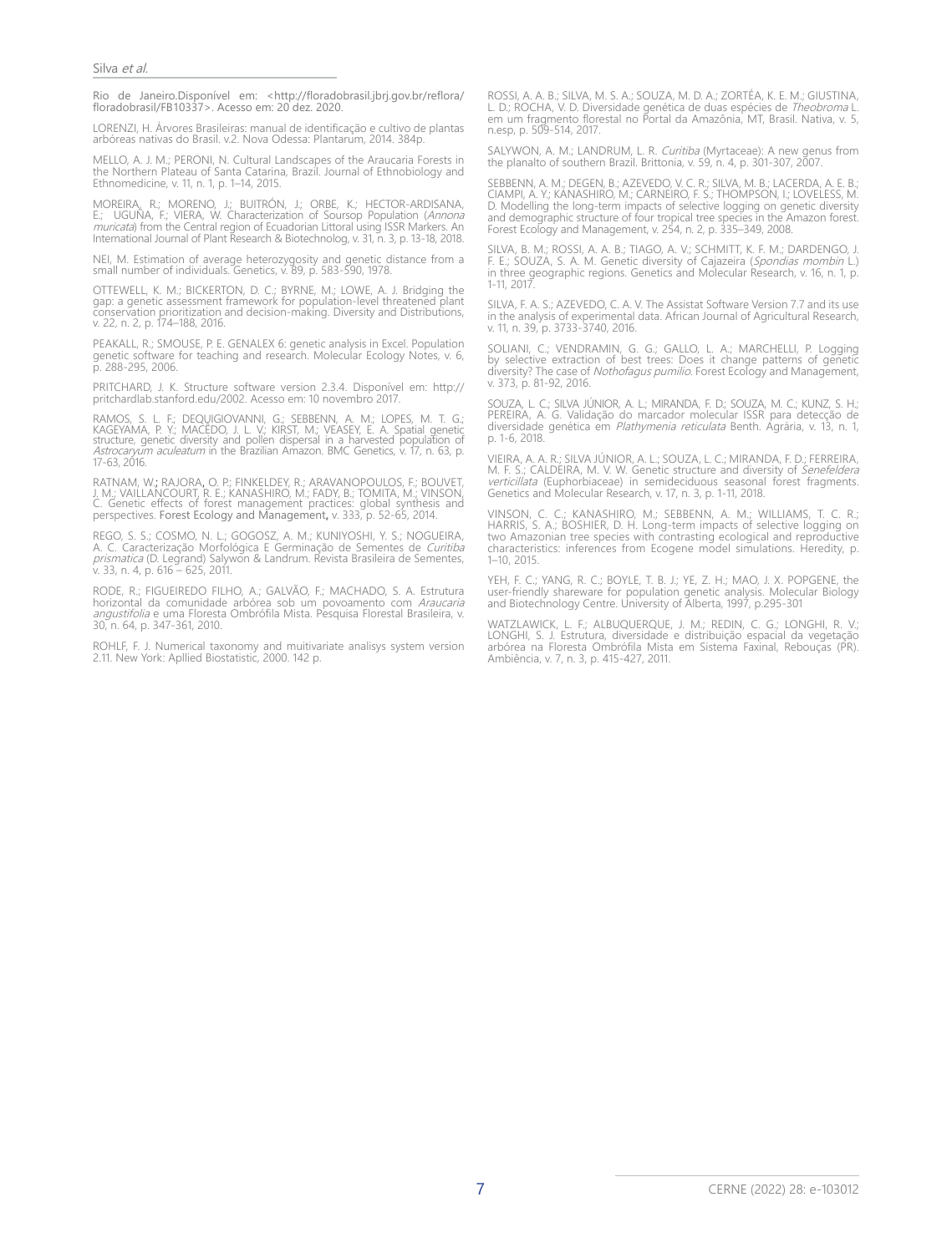Rio de Janeiro.Disponível em: <http://floradobrasil.jbrj.gov.br/reflora/floradobrasil/FB10337>. Acesso em: 20 dez. 2020.

LORENZI, H. Árvores Brasileiras: manual de identificação e cultivo de plantas arbóreas nativas do Brasil. v.2. Nova Odessa: Plantarum, 2014. 384p.

MELLO, A. J. M.; PERONI, N. Cultural Landscapes of the Araucaria Forests in the Northern Plateau of Santa Catarina, Brazil. Journal of Ethnobiology and Ethnomedicine, v. 11, n. 1, p. 1–14, 2015.

MOREIRA, R.; MORENO, J.; BUITRÓN, J.; ORBE, K.; HECTOR-ARDISANA, E.; UGUÑA, F.; VIERA, W. Characterization of Soursop Population (*Annona muricata*) from the Central region of Ecuadorian Littoral using ISSR Markers. An International Journal of Plant Research & Biotechnolog, v. 31, n. 3, p. 13-18, 2018.

NEI, M. Estimation of average heterozygosity and genetic distance from a small number of individuals. Genetics, v. 89, p. 583-590, 1978.

OTTEWELL, K. M.; BICKERTON, D. C.; BYRNE, M.; LOWE, A. J. Bridging the gap: a genetic assessment framework for population-level threatened plant conservation prioritization and decision-making. Diversity and Distributions, v. 22, n. 2, p. 174–188, 2016.

PEAKALL, R.; SMOUSE, P. E. GENALEX 6: genetic analysis in Excel. Population genetic software for teaching and research. Molecular Ecology Notes, v. 6, p. 288-295, 2006.

PRITCHARD, J. K. Structure software version 2.3.4. Disponível em: http://pritchardlab.stanford.edu/2002. Acesso em: 10 novembro 2017.

RAMOS, S. L. F.; DEQUIGIOVANNI, G.; SEBBENN, A. M.; LOPES, M. T. G.; KAGEYAMA, P. Y.; MACÊDO, J. L. V.; KIRST, M.; VEASEY, E. A. Spatial genetic structure, genetic diversity and pollen dispersal in a harvested population of *Astrocaryum aculeatum* in the Brazilian Amazon. BMC Genetics, v. 17, n. 63, p. 17-63, 2016.

RATNAM, W.; RAJORA, O. P.; FINKELDEY, R.; ARAVANOPOULOS, F.; BOUVET, J. M.; VAILLANCOURT, R. E.; KANASHIRO, M.; FADY, B.; TOMITA, M.; VINSON, C. Genetic effects of forest management practices: global synthesis and perspectives. Forest Ecology and Management, v. 333, p. 52-65, 2014.

REGO, S. S.; COSMO, N. L.; GOGOSZ, A. M.; KUNIYOSHI, Y. S.; NOGUEIRA, A. C. Caracterização Morfológica E Germinação de Sementes de *Curitiba prismatica* (D. Legrand) Salywon & Landrum. Revista Brasileira de Sementes, v. 33, n. 4, p. 616 – 625, 2011.

RODE, R.; FIGUEIREDO FILHO, A.; GALVÃO, F.; MACHADO, S. A. Estrutura horizontal da comunidade arbórea sob um povoamento com *Araucaria angustifolia* e uma Floresta Ombrófila Mista. Pesquisa Florestal Brasileira, v. 30, n. 64, p. 347-361, 2010.

ROHLF, F. J. Numerical taxonomy and muitivariate analisys system version 2.11. New York: Apllied Biostatistic, 2000. 142 p.

ROSSI, A. A. B.; SILVA, M. S. A.; SOUZA, M. D. A.; ZORTÉA, K. E. M.; GIUSTINA, L. D.; ROCHA, V. D. Diversidade genética de duas espécies de *Theobroma* L. em um fragmento florestal no Portal da Amazônia, MT, Brasil. Nativa, v. 5, n.esp, p. 509-514, 2017.

SALYWON, A. M.; LANDRUM, L. R. *Curitiba* (Myrtaceae): A new genus from the planalto of southern Brazil. Brittonia, v. 59, n. 4, p. 301-307, 2007.

SEBBENN, A. M.; DEGEN, B.; AZEVEDO, V. C. R.; SILVA, M. B.; LACERDA, A. E. B.; CIAMPI, A. Y.; KANASHIRO, M.; CARNEIRO, F. S.; THOMPSON, I.; LOVELESS, M. D. Modelling the long-term impacts of selective logging on genetic diversity and demographic structure of four tropical tree species in the Amazon forest. Forest Ecology and Management, v. 254, n. 2, p. 335–349, 2008.

SILVA, B. M.; ROSSI, A. A. B.; TIAGO, A. V.; SCHMITT, K. F. M.; DARDENGO, J. F. E.; SOUZA, S. A. M. Genetic diversity of Cajazeira (*Spondias mombin* L.) in three geographic regions. Genetics and Molecular Research, v. 16, n. 1, p. 1-11, 2017.

SILVA, F. A. S.; AZEVEDO, C. A. V. The Assistat Software Version 7.7 and its use in the analysis of experimental data. African Journal of Agricultural Research, v. 11, n. 39, p. 3733-3740, 2016.

SOLIANI, C.; VENDRAMIN, G. G.; GALLO, L. A.; MARCHELLI, P. Logging by selective extraction of best trees: Does it change patterns of genetic diversity? The case of *Nothofagus pumilio*. Forest Ecology and Management, v. 373, p. 81-92, 2016.

SOUZA, L. C.; SILVA JÚNIOR, A. L.; MIRANDA, F. D.; SOUZA, M. C.; KUNZ, S. H.; PEREIRA, A. G. Validação do marcador molecular ISSR para detecção de diversidade genética em *Plathymenia reticulata* Benth. Agrária, v. 13, n. 1, p. 1-6, 2018.

VIEIRA, A. A. R.; SILVA JÚNIOR, A. L.; SOUZA, L. C.; MIRANDA, F. D.; FERREIRA, M. F. S.; CALDEIRA, M. V. W. Genetic structure and diversity of *Senefeldera verticillata* (Euphorbiaceae) in semideciduous seasonal forest fragments. Genetics and Molecular Research, v. 17, n. 3, p. 1-11, 2018.

VINSON, C. C.; KANASHIRO, M.; SEBBENN, A. M.; WILLIAMS, T. C. R.; HARRIS, S. A.; BOSHIER, D. H. Long-term impacts of selective logging on two Amazonian tree species with contrasting ecological and reproductive characteristics: inferences from Ecogene model simulations. Heredity, p. 1–10, 2015.

YEH, F. C.; YANG, R. C.; BOYLE, T. B. J.; YE, Z. H.; MAO, J. X. POPGENE, the user-friendly shareware for population genetic analysis. Molecular Biology and Biotechnology Centre. University of Alberta, 1997, p.295-301

WATZLAWICK, L. F.; ALBUQUERQUE, J. M.; REDIN, C. G.; LONGHI, R. V.; LONGHI, S. J. Estrutura, diversidade e distribuição espacial da vegetação arbórea na Floresta Ombrófila Mista em Sistema Faxinal, Rebouças (PR). Ambiência, v. 7, n. 3, p. 415-427, 2011.